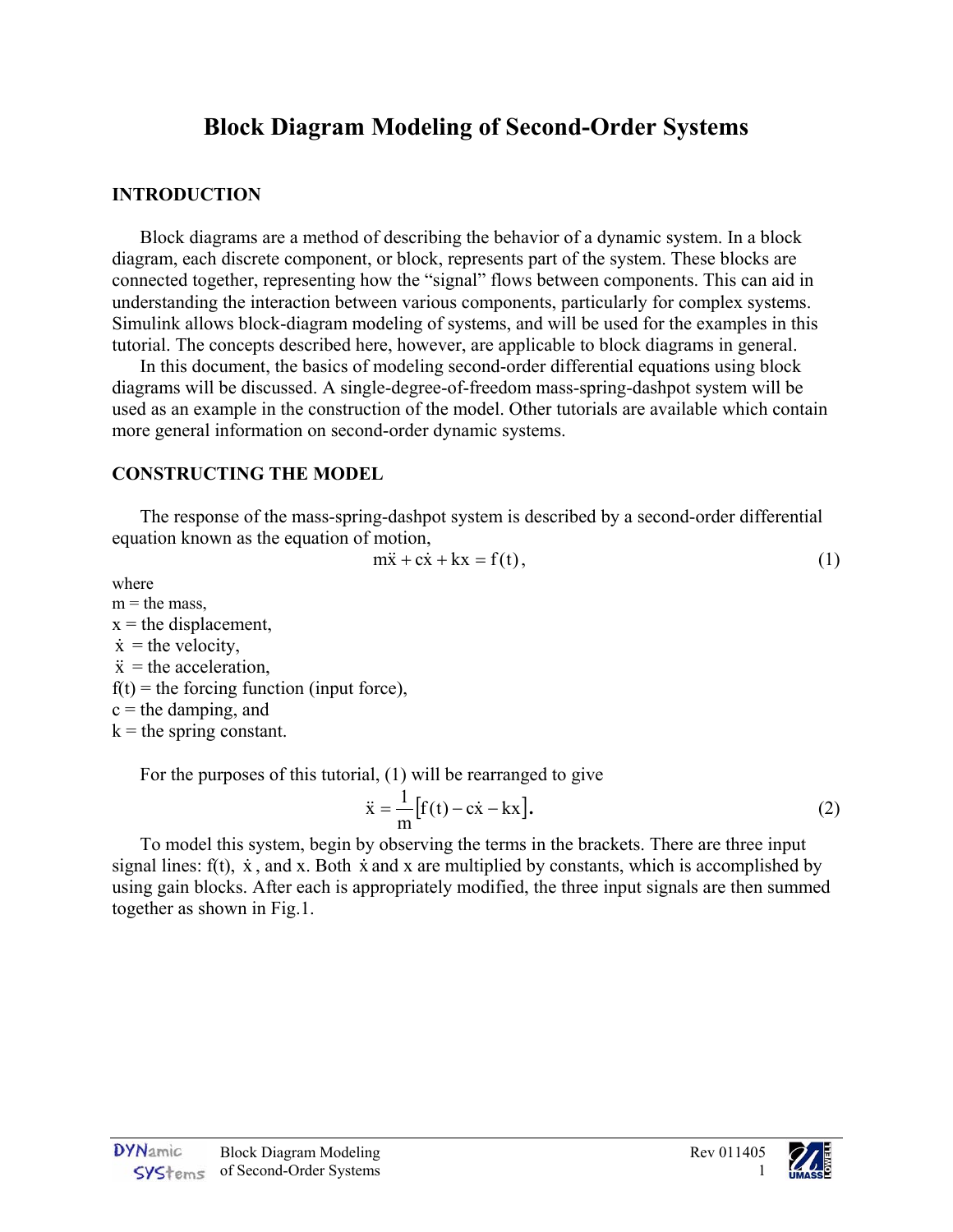# Block Diagram Modeling of Second-Order Systems

## INTRODUCTION

Block diagrams are a method of describing the behavior of a dynamic system. In a block diagram, each discrete component, or block, represents part of the system. These blocks are connected together, representing how the "signal" flows between components. This can aid in understanding the interaction between various components, particularly for complex systems. Simulink allows block-diagram modeling of systems, and will be used for the examples in this tutorial. The concepts described here, however, are applicable to block diagrams in general.

In this document, the basics of modeling second-order differential equations using block diagrams will be discussed. A single-degree-of-freedom mass-spring-dashpot system will be used as an example in the construction of the model. Other tutorials are available which contain more general information on second-order dynamic systems.

## CONSTRUCTING THE MODEL

The response of the mass-spring-dashpot system is described by a second-order differential equation known as the equation of motion,

$$m\ddot{x} + c\dot{x} + kx = f(t), \tag{1}$$

where
m = the mass,
x = the displacement,
$\dot{x}$ = the velocity,
$\ddot{x}$ = the acceleration,
f(t) = the forcing function (input force),
c = the damping, and
k = the spring constant.

For the purposes of this tutorial, (1) will be rearranged to give

$$\ddot{x} = \frac{1}{m}\left[f(t) - c\dot{x} - kx\right]. \tag{2}$$

To model this system, begin by observing the terms in the brackets. There are three input signal lines: f(t), $\dot{x}$, and x. Both $\dot{x}$ and x are multiplied by constants, which is accomplished by using gain blocks. After each is appropriately modified, the three input signals are then summed together as shown in Fig.1.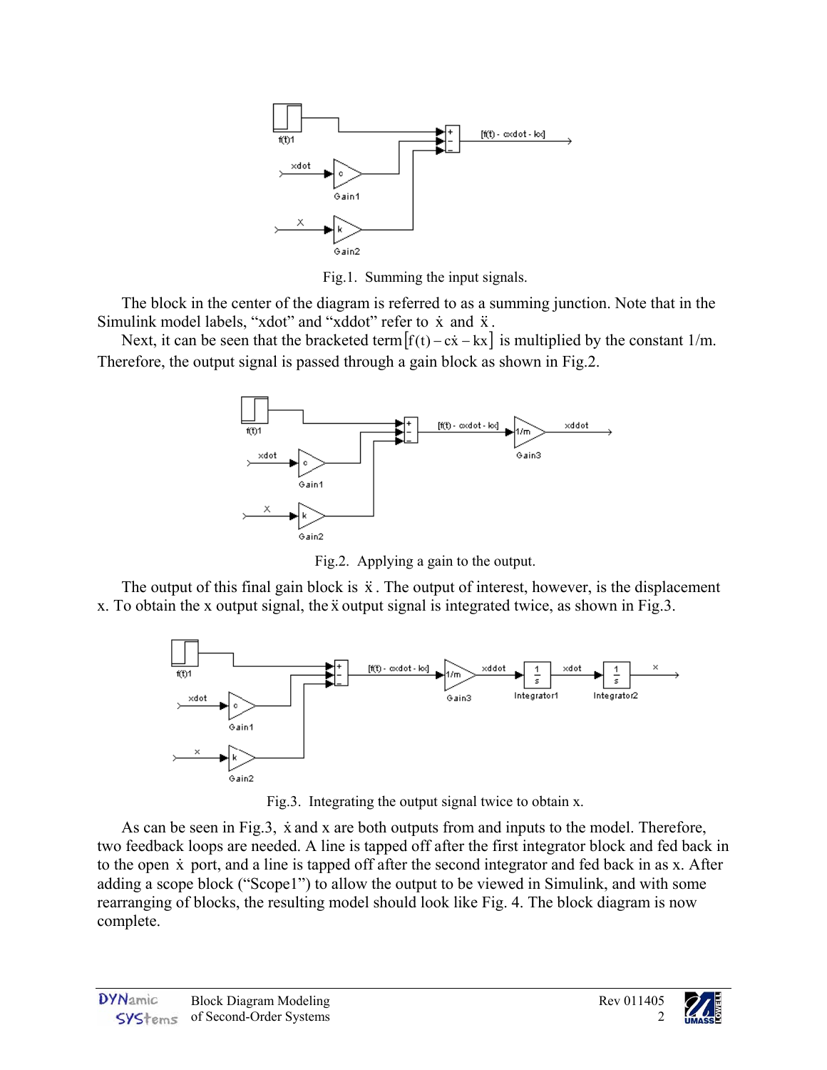Fig.1. Summing the input signals.

The block in the center of the diagram is referred to as a summing junction. Note that in the Simulink model labels, "xdot" and "xddot" refer to $\dot{x}$ and $\ddot{x}$.

Next, it can be seen that the bracketed term $[f(t) - c\dot{x} - kx]$ is multiplied by the constant 1/m. Therefore, the output signal is passed through a gain block as shown in Fig.2.

Fig.2. Applying a gain to the output.

The output of this final gain block is $\ddot{x}$. The output of interest, however, is the displacement x. To obtain the x output signal, the $\ddot{x}$ output signal is integrated twice, as shown in Fig.3.

Fig.3. Integrating the output signal twice to obtain x.

As can be seen in Fig.3, $\dot{x}$ and x are both outputs from and inputs to the model. Therefore, two feedback loops are needed. A line is tapped off after the first integrator block and fed back in to the open $\dot{x}$ port, and a line is tapped off after the second integrator and fed back in as x. After adding a scope block ("Scope1") to allow the output to be viewed in Simulink, and with some rearranging of blocks, the resulting model should look like Fig. 4. The block diagram is now complete.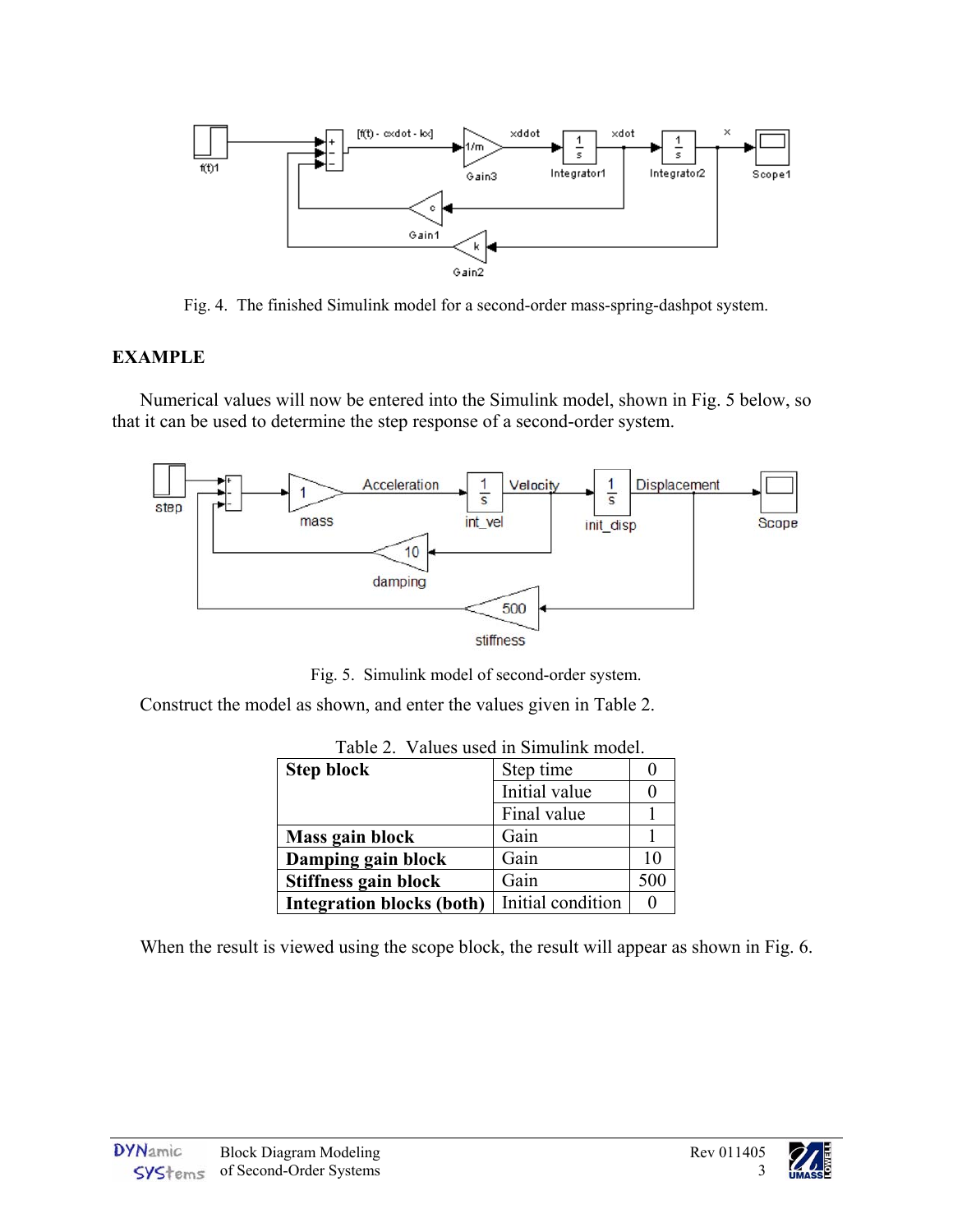Fig. 4. The finished Simulink model for a second-order mass-spring-dashpot system.

## EXAMPLE

Numerical values will now be entered into the Simulink model, shown in Fig. 5 below, so that it can be used to determine the step response of a second-order system.

Fig. 5. Simulink model of second-order system.

Construct the model as shown, and enter the values given in Table 2.

Table 2. Values used in Simulink model.

| | | |
|---|---|---|
| **Step block** | Step time | 0 |
| | Initial value | 0 |
| | Final value | 1 |
| **Mass gain block** | Gain | 1 |
| **Damping gain block** | Gain | 10 |
| **Stiffness gain block** | Gain | 500 |
| **Integration blocks (both)** | Initial condition | 0 |

When the result is viewed using the scope block, the result will appear as shown in Fig. 6.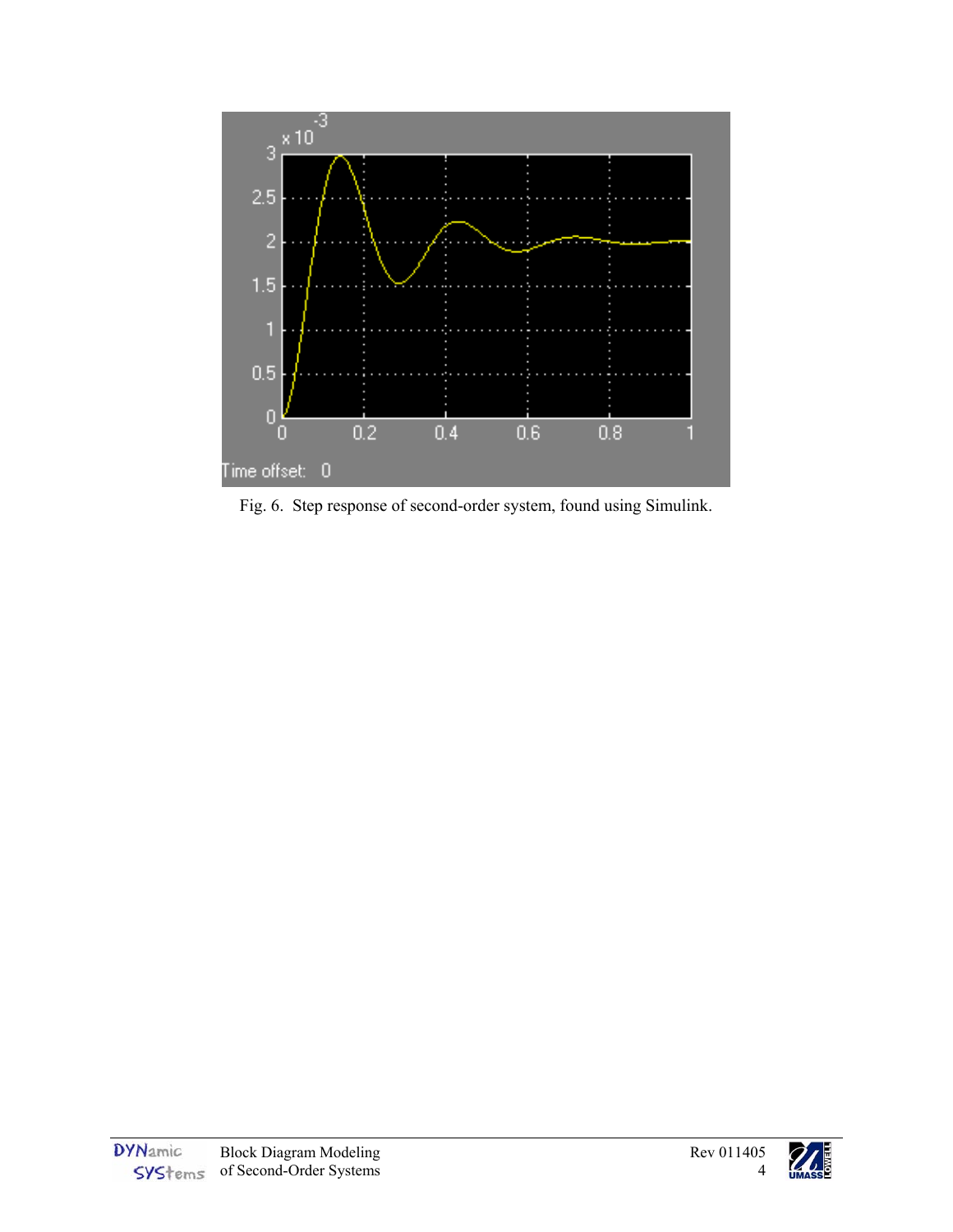x 10^-3

3

2.5

2

1.5

1

0.5

0

0

0.2

0.4

0.6

0.8

1

Time offset: 0

Fig. 6. Step response of second-order system, found using Simulink.